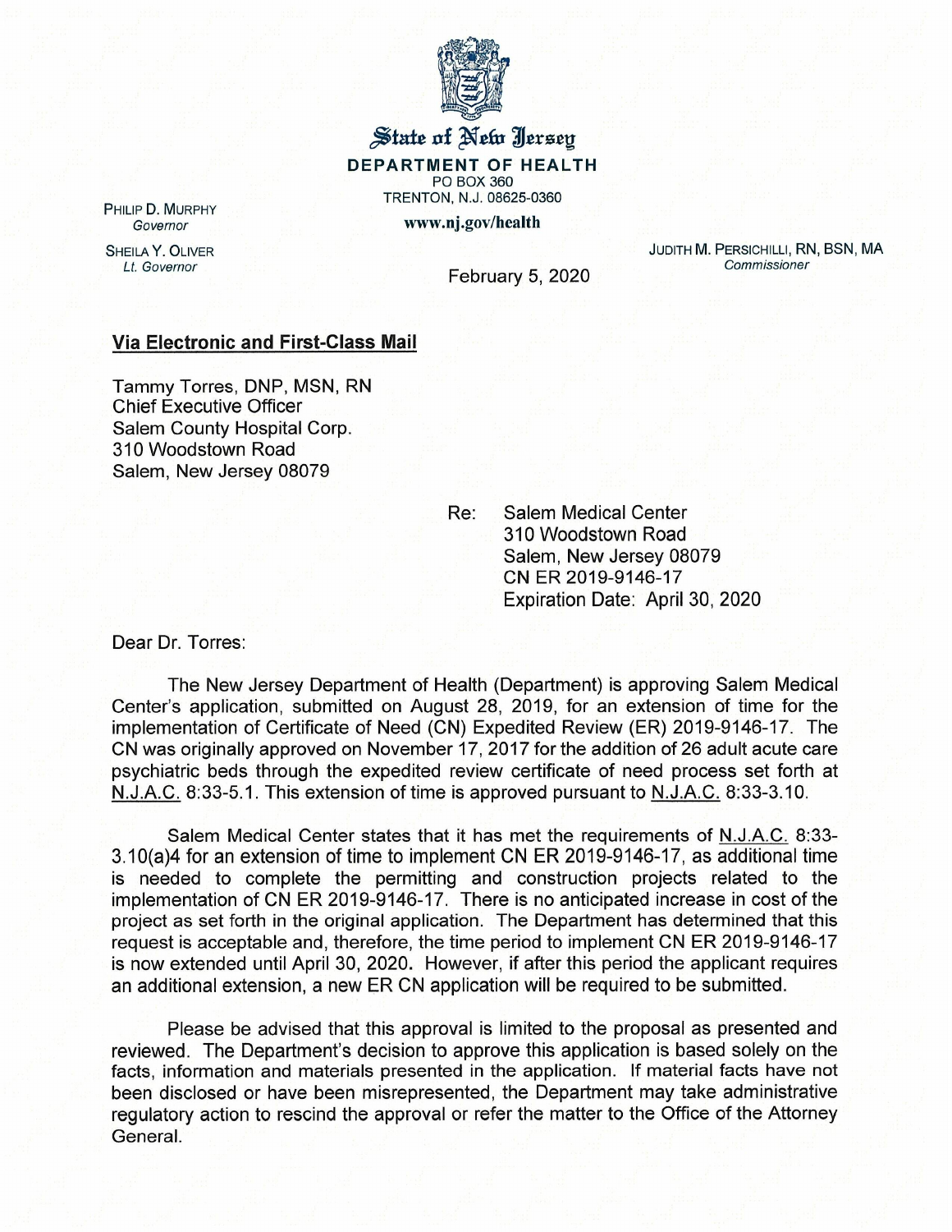# State of New Jersey

**DEPARTMENT OF HEALTH**
PO BOX 360
TRENTON, N.J. 08625-0360
**www.nj.gov/health**

PHILIP D. MURPHY
*Governor*

SHEILA Y. OLIVER
*Lt. Governor*

JUDITH M. PERSICHILLI, RN, BSN, MA
*Commissioner*

February 5, 2020

**Via Electronic and First-Class Mail**

Tammy Torres, DNP, MSN, RN
Chief Executive Officer
Salem County Hospital Corp.
310 Woodstown Road
Salem, New Jersey 08079

Re: Salem Medical Center
310 Woodstown Road
Salem, New Jersey 08079
CN ER 2019-9146-17
Expiration Date: April 30, 2020

Dear Dr. Torres:

The New Jersey Department of Health (Department) is approving Salem Medical Center's application, submitted on August 28, 2019, for an extension of time for the implementation of Certificate of Need (CN) Expedited Review (ER) 2019-9146-17. The CN was originally approved on November 17, 2017 for the addition of 26 adult acute care psychiatric beds through the expedited review certificate of need process set forth at N.J.A.C. 8:33-5.1. This extension of time is approved pursuant to N.J.A.C. 8:33-3.10.

Salem Medical Center states that it has met the requirements of N.J.A.C. 8:33-3.10(a)4 for an extension of time to implement CN ER 2019-9146-17, as additional time is needed to complete the permitting and construction projects related to the implementation of CN ER 2019-9146-17. There is no anticipated increase in cost of the project as set forth in the original application. The Department has determined that this request is acceptable and, therefore, the time period to implement CN ER 2019-9146-17 is now extended until April 30, 2020. However, if after this period the applicant requires an additional extension, a new ER CN application will be required to be submitted.

Please be advised that this approval is limited to the proposal as presented and reviewed. The Department's decision to approve this application is based solely on the facts, information and materials presented in the application. If material facts have not been disclosed or have been misrepresented, the Department may take administrative regulatory action to rescind the approval or refer the matter to the Office of the Attorney General.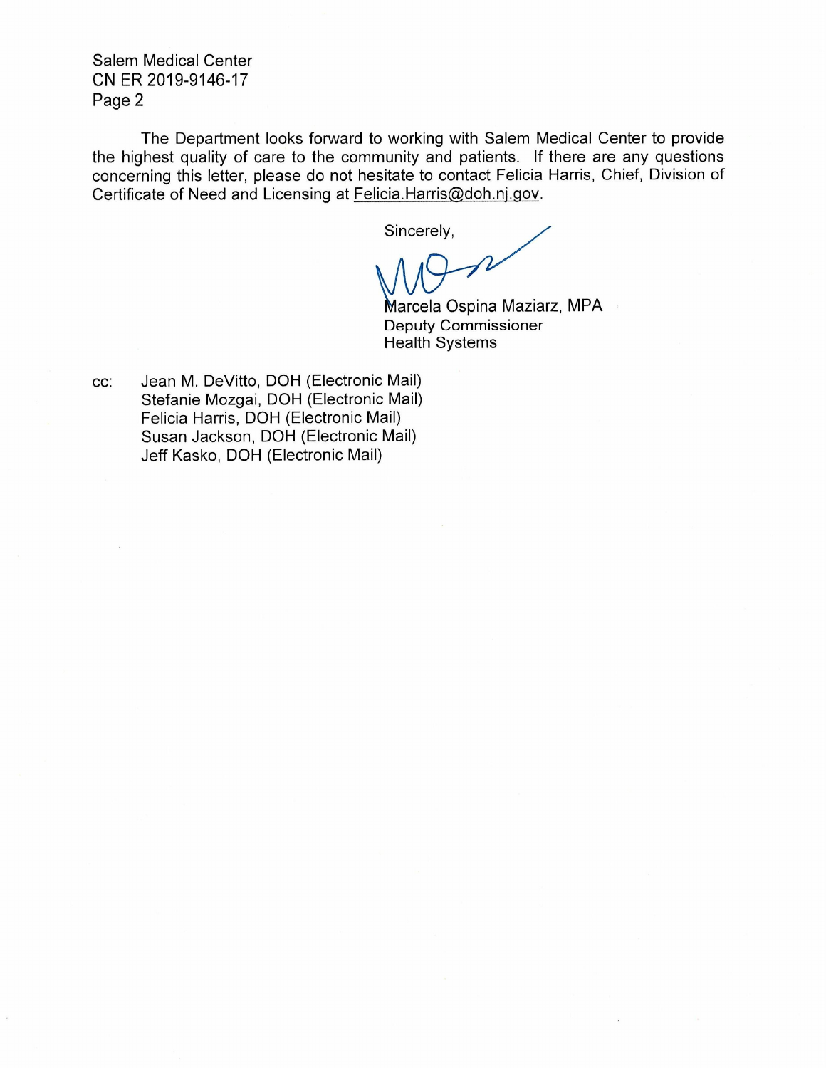Salem Medical Center
CN ER 2019-9146-17
Page 2

The Department looks forward to working with Salem Medical Center to provide the highest quality of care to the community and patients. If there are any questions concerning this letter, please do not hesitate to contact Felicia Harris, Chief, Division of Certificate of Need and Licensing at Felicia.Harris@doh.nj.gov.

Sincerely,

Marcela Ospina Maziarz, MPA
Deputy Commissioner
Health Systems

cc: Jean M. DeVitto, DOH (Electronic Mail)
Stefanie Mozgai, DOH (Electronic Mail)
Felicia Harris, DOH (Electronic Mail)
Susan Jackson, DOH (Electronic Mail)
Jeff Kasko, DOH (Electronic Mail)